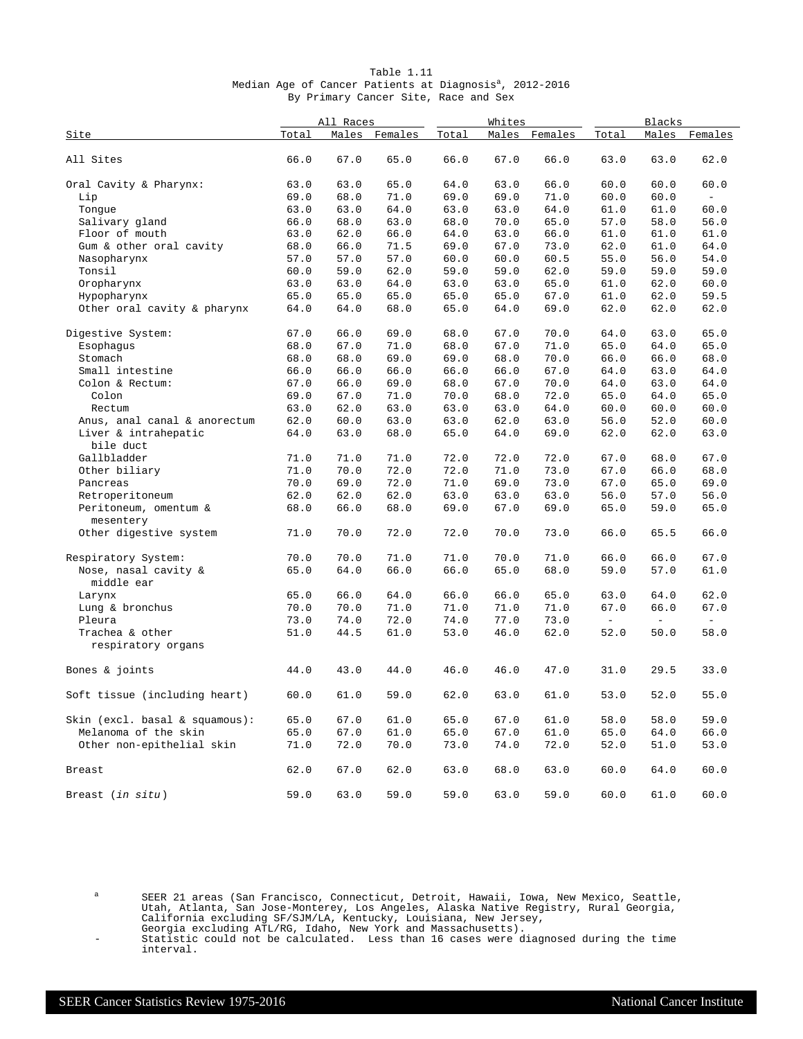Table 1.11
Median Age of Cancer Patients at Diagnosis[a], 2012-2016
By Primary Cancer Site, Race and Sex

| Site | All Races | | | Whites | | | Blacks | | |
|---|---|---|---|---|---|---|---|---|---|
| | Total | Males | Females | Total | Males | Females | Total | Males | Females |
| All Sites | 66.0 | 67.0 | 65.0 | 66.0 | 67.0 | 66.0 | 63.0 | 63.0 | 62.0 |
| Oral Cavity & Pharynx: | 63.0 | 63.0 | 65.0 | 64.0 | 63.0 | 66.0 | 60.0 | 60.0 | 60.0 |
| Lip | 69.0 | 68.0 | 71.0 | 69.0 | 69.0 | 71.0 | 60.0 | 60.0 | - |
| Tongue | 63.0 | 63.0 | 64.0 | 63.0 | 63.0 | 64.0 | 61.0 | 61.0 | 60.0 |
| Salivary gland | 66.0 | 68.0 | 63.0 | 68.0 | 70.0 | 65.0 | 57.0 | 58.0 | 56.0 |
| Floor of mouth | 63.0 | 62.0 | 66.0 | 64.0 | 63.0 | 66.0 | 61.0 | 61.0 | 61.0 |
| Gum & other oral cavity | 68.0 | 66.0 | 71.5 | 69.0 | 67.0 | 73.0 | 62.0 | 61.0 | 64.0 |
| Nasopharynx | 57.0 | 57.0 | 57.0 | 60.0 | 60.0 | 60.5 | 55.0 | 56.0 | 54.0 |
| Tonsil | 60.0 | 59.0 | 62.0 | 59.0 | 59.0 | 62.0 | 59.0 | 59.0 | 59.0 |
| Oropharynx | 63.0 | 63.0 | 64.0 | 63.0 | 63.0 | 65.0 | 61.0 | 62.0 | 60.0 |
| Hypopharynx | 65.0 | 65.0 | 65.0 | 65.0 | 65.0 | 67.0 | 61.0 | 62.0 | 59.5 |
| Other oral cavity & pharynx | 64.0 | 64.0 | 68.0 | 65.0 | 64.0 | 69.0 | 62.0 | 62.0 | 62.0 |
| Digestive System: | 67.0 | 66.0 | 69.0 | 68.0 | 67.0 | 70.0 | 64.0 | 63.0 | 65.0 |
| Esophagus | 68.0 | 67.0 | 71.0 | 68.0 | 67.0 | 71.0 | 65.0 | 64.0 | 65.0 |
| Stomach | 68.0 | 68.0 | 69.0 | 69.0 | 68.0 | 70.0 | 66.0 | 66.0 | 68.0 |
| Small intestine | 66.0 | 66.0 | 66.0 | 66.0 | 66.0 | 67.0 | 64.0 | 63.0 | 64.0 |
| Colon & Rectum: | 67.0 | 66.0 | 69.0 | 68.0 | 67.0 | 70.0 | 64.0 | 63.0 | 64.0 |
| Colon | 69.0 | 67.0 | 71.0 | 70.0 | 68.0 | 72.0 | 65.0 | 64.0 | 65.0 |
| Rectum | 63.0 | 62.0 | 63.0 | 63.0 | 63.0 | 64.0 | 60.0 | 60.0 | 60.0 |
| Anus, anal canal & anorectum | 62.0 | 60.0 | 63.0 | 63.0 | 62.0 | 63.0 | 56.0 | 52.0 | 60.0 |
| Liver & intrahepatic bile duct | 64.0 | 63.0 | 68.0 | 65.0 | 64.0 | 69.0 | 62.0 | 62.0 | 63.0 |
| Gallbladder | 71.0 | 71.0 | 71.0 | 72.0 | 72.0 | 72.0 | 67.0 | 68.0 | 67.0 |
| Other biliary | 71.0 | 70.0 | 72.0 | 72.0 | 71.0 | 73.0 | 67.0 | 66.0 | 68.0 |
| Pancreas | 70.0 | 69.0 | 72.0 | 71.0 | 69.0 | 73.0 | 67.0 | 65.0 | 69.0 |
| Retroperitoneum | 62.0 | 62.0 | 62.0 | 63.0 | 63.0 | 63.0 | 56.0 | 57.0 | 56.0 |
| Peritoneum, omentum & mesentery | 68.0 | 66.0 | 68.0 | 69.0 | 67.0 | 69.0 | 65.0 | 59.0 | 65.0 |
| Other digestive system | 71.0 | 70.0 | 72.0 | 72.0 | 70.0 | 73.0 | 66.0 | 65.5 | 66.0 |
| Respiratory System: | 70.0 | 70.0 | 71.0 | 71.0 | 70.0 | 71.0 | 66.0 | 66.0 | 67.0 |
| Nose, nasal cavity & middle ear | 65.0 | 64.0 | 66.0 | 66.0 | 65.0 | 68.0 | 59.0 | 57.0 | 61.0 |
| Larynx | 65.0 | 66.0 | 64.0 | 66.0 | 66.0 | 65.0 | 63.0 | 64.0 | 62.0 |
| Lung & bronchus | 70.0 | 70.0 | 71.0 | 71.0 | 71.0 | 71.0 | 67.0 | 66.0 | 67.0 |
| Pleura | 73.0 | 74.0 | 72.0 | 74.0 | 77.0 | 73.0 | - | - | - |
| Trachea & other respiratory organs | 51.0 | 44.5 | 61.0 | 53.0 | 46.0 | 62.0 | 52.0 | 50.0 | 58.0 |
| Bones & joints | 44.0 | 43.0 | 44.0 | 46.0 | 46.0 | 47.0 | 31.0 | 29.5 | 33.0 |
| Soft tissue (including heart) | 60.0 | 61.0 | 59.0 | 62.0 | 63.0 | 61.0 | 53.0 | 52.0 | 55.0 |
| Skin (excl. basal & squamous): | 65.0 | 67.0 | 61.0 | 65.0 | 67.0 | 61.0 | 58.0 | 58.0 | 59.0 |
| Melanoma of the skin | 65.0 | 67.0 | 61.0 | 65.0 | 67.0 | 61.0 | 65.0 | 64.0 | 66.0 |
| Other non-epithelial skin | 71.0 | 72.0 | 70.0 | 73.0 | 74.0 | 72.0 | 52.0 | 51.0 | 53.0 |
| Breast | 62.0 | 67.0 | 62.0 | 63.0 | 68.0 | 63.0 | 60.0 | 64.0 | 60.0 |
| Breast (*in situ*) | 59.0 | 63.0 | 59.0 | 59.0 | 63.0 | 59.0 | 60.0 | 61.0 | 60.0 |

[a] SEER 21 areas (San Francisco, Connecticut, Detroit, Hawaii, Iowa, New Mexico, Seattle, Utah, Atlanta, San Jose-Monterey, Los Angeles, Alaska Native Registry, Rural Georgia, California excluding SF/SJM/LA, Kentucky, Louisiana, New Jersey, Georgia excluding ATL/RG, Idaho, New York and Massachusetts).

\- Statistic could not be calculated. Less than 16 cases were diagnosed during the time interval.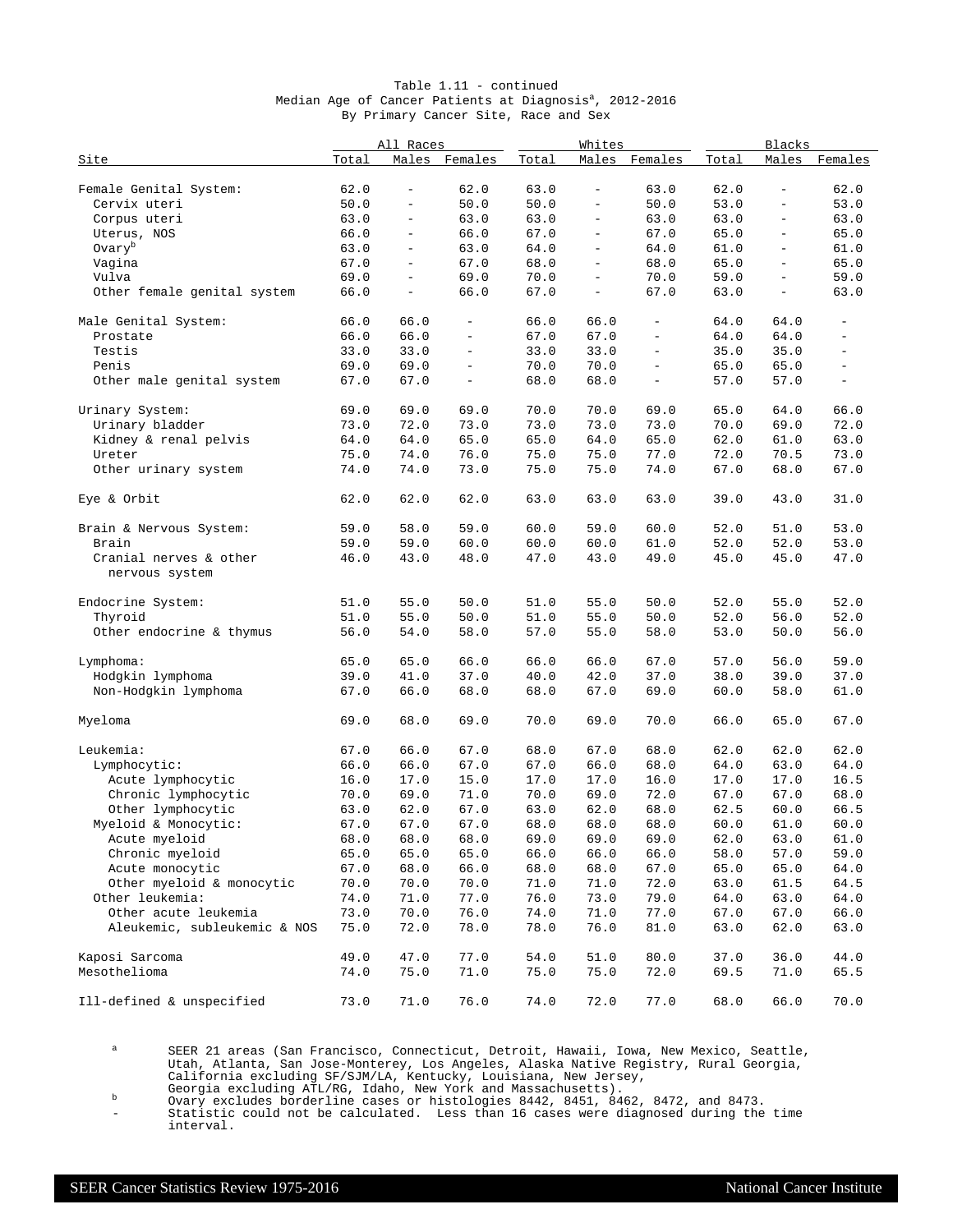Table 1.11 - continued
Median Age of Cancer Patients at Diagnosis[a], 2012-2016
By Primary Cancer Site, Race and Sex

| | All Races | | | Whites | | | Blacks | | |
|---|---|---|---|---|---|---|---|---|---|
| Site | Total | Males | Females | Total | Males | Females | Total | Males | Females |
| Female Genital System: | 62.0 | - | 62.0 | 63.0 | - | 63.0 | 62.0 | - | 62.0 |
| Cervix uteri | 50.0 | - | 50.0 | 50.0 | - | 50.0 | 53.0 | - | 53.0 |
| Corpus uteri | 63.0 | - | 63.0 | 63.0 | - | 63.0 | 63.0 | - | 63.0 |
| Uterus, NOS | 66.0 | - | 66.0 | 67.0 | - | 67.0 | 65.0 | - | 65.0 |
| Ovary[b] | 63.0 | - | 63.0 | 64.0 | - | 64.0 | 61.0 | - | 61.0 |
| Vagina | 67.0 | - | 67.0 | 68.0 | - | 68.0 | 65.0 | - | 65.0 |
| Vulva | 69.0 | - | 69.0 | 70.0 | - | 70.0 | 59.0 | - | 59.0 |
| Other female genital system | 66.0 | - | 66.0 | 67.0 | - | 67.0 | 63.0 | - | 63.0 |
| Male Genital System: | 66.0 | 66.0 | - | 66.0 | 66.0 | - | 64.0 | 64.0 | - |
| Prostate | 66.0 | 66.0 | - | 67.0 | 67.0 | - | 64.0 | 64.0 | - |
| Testis | 33.0 | 33.0 | - | 33.0 | 33.0 | - | 35.0 | 35.0 | - |
| Penis | 69.0 | 69.0 | - | 70.0 | 70.0 | - | 65.0 | 65.0 | - |
| Other male genital system | 67.0 | 67.0 | - | 68.0 | 68.0 | - | 57.0 | 57.0 | - |
| Urinary System: | 69.0 | 69.0 | 69.0 | 70.0 | 70.0 | 69.0 | 65.0 | 64.0 | 66.0 |
| Urinary bladder | 73.0 | 72.0 | 73.0 | 73.0 | 73.0 | 73.0 | 70.0 | 69.0 | 72.0 |
| Kidney & renal pelvis | 64.0 | 64.0 | 65.0 | 65.0 | 64.0 | 65.0 | 62.0 | 61.0 | 63.0 |
| Ureter | 75.0 | 74.0 | 76.0 | 75.0 | 75.0 | 77.0 | 72.0 | 70.5 | 73.0 |
| Other urinary system | 74.0 | 74.0 | 73.0 | 75.0 | 75.0 | 74.0 | 67.0 | 68.0 | 67.0 |
| Eye & Orbit | 62.0 | 62.0 | 62.0 | 63.0 | 63.0 | 63.0 | 39.0 | 43.0 | 31.0 |
| Brain & Nervous System: | 59.0 | 58.0 | 59.0 | 60.0 | 59.0 | 60.0 | 52.0 | 51.0 | 53.0 |
| Brain | 59.0 | 59.0 | 60.0 | 60.0 | 60.0 | 61.0 | 52.0 | 52.0 | 53.0 |
| Cranial nerves & other nervous system | 46.0 | 43.0 | 48.0 | 47.0 | 43.0 | 49.0 | 45.0 | 45.0 | 47.0 |
| Endocrine System: | 51.0 | 55.0 | 50.0 | 51.0 | 55.0 | 50.0 | 52.0 | 55.0 | 52.0 |
| Thyroid | 51.0 | 55.0 | 50.0 | 51.0 | 55.0 | 50.0 | 52.0 | 56.0 | 52.0 |
| Other endocrine & thymus | 56.0 | 54.0 | 58.0 | 57.0 | 55.0 | 58.0 | 53.0 | 50.0 | 56.0 |
| Lymphoma: | 65.0 | 65.0 | 66.0 | 66.0 | 66.0 | 67.0 | 57.0 | 56.0 | 59.0 |
| Hodgkin lymphoma | 39.0 | 41.0 | 37.0 | 40.0 | 42.0 | 37.0 | 38.0 | 39.0 | 37.0 |
| Non-Hodgkin lymphoma | 67.0 | 66.0 | 68.0 | 68.0 | 67.0 | 69.0 | 60.0 | 58.0 | 61.0 |
| Myeloma | 69.0 | 68.0 | 69.0 | 70.0 | 69.0 | 70.0 | 66.0 | 65.0 | 67.0 |
| Leukemia: | 67.0 | 66.0 | 67.0 | 68.0 | 67.0 | 68.0 | 62.0 | 62.0 | 62.0 |
| Lymphocytic: | 66.0 | 66.0 | 67.0 | 67.0 | 66.0 | 68.0 | 64.0 | 63.0 | 64.0 |
| Acute lymphocytic | 16.0 | 17.0 | 15.0 | 17.0 | 17.0 | 16.0 | 17.0 | 17.0 | 16.5 |
| Chronic lymphocytic | 70.0 | 69.0 | 71.0 | 70.0 | 69.0 | 72.0 | 67.0 | 67.0 | 68.0 |
| Other lymphocytic | 63.0 | 62.0 | 67.0 | 63.0 | 62.0 | 68.0 | 62.5 | 60.0 | 66.5 |
| Myeloid & Monocytic: | 67.0 | 67.0 | 67.0 | 68.0 | 68.0 | 68.0 | 60.0 | 61.0 | 60.0 |
| Acute myeloid | 68.0 | 68.0 | 68.0 | 69.0 | 69.0 | 69.0 | 62.0 | 63.0 | 61.0 |
| Chronic myeloid | 65.0 | 65.0 | 65.0 | 66.0 | 66.0 | 66.0 | 58.0 | 57.0 | 59.0 |
| Acute monocytic | 67.0 | 68.0 | 66.0 | 68.0 | 68.0 | 67.0 | 65.0 | 65.0 | 64.0 |
| Other myeloid & monocytic | 70.0 | 70.0 | 70.0 | 71.0 | 71.0 | 72.0 | 63.0 | 61.5 | 64.5 |
| Other leukemia: | 74.0 | 71.0 | 77.0 | 76.0 | 73.0 | 79.0 | 64.0 | 63.0 | 64.0 |
| Other acute leukemia | 73.0 | 70.0 | 76.0 | 74.0 | 71.0 | 77.0 | 67.0 | 67.0 | 66.0 |
| Aleukemic, subleukemic & NOS | 75.0 | 72.0 | 78.0 | 78.0 | 76.0 | 81.0 | 63.0 | 62.0 | 63.0 |
| Kaposi Sarcoma | 49.0 | 47.0 | 77.0 | 54.0 | 51.0 | 80.0 | 37.0 | 36.0 | 44.0 |
| Mesothelioma | 74.0 | 75.0 | 71.0 | 75.0 | 75.0 | 72.0 | 69.5 | 71.0 | 65.5 |
| Ill-defined & unspecified | 73.0 | 71.0 | 76.0 | 74.0 | 72.0 | 77.0 | 68.0 | 66.0 | 70.0 |

[a] SEER 21 areas (San Francisco, Connecticut, Detroit, Hawaii, Iowa, New Mexico, Seattle, Utah, Atlanta, San Jose-Monterey, Los Angeles, Alaska Native Registry, Rural Georgia, California excluding SF/SJM/LA, Kentucky, Louisiana, New Jersey, Georgia excluding ATL/RG, Idaho, New York and Massachusetts).

[b] Ovary excludes borderline cases or histologies 8442, 8451, 8462, 8472, and 8473.

\- Statistic could not be calculated. Less than 16 cases were diagnosed during the time interval.